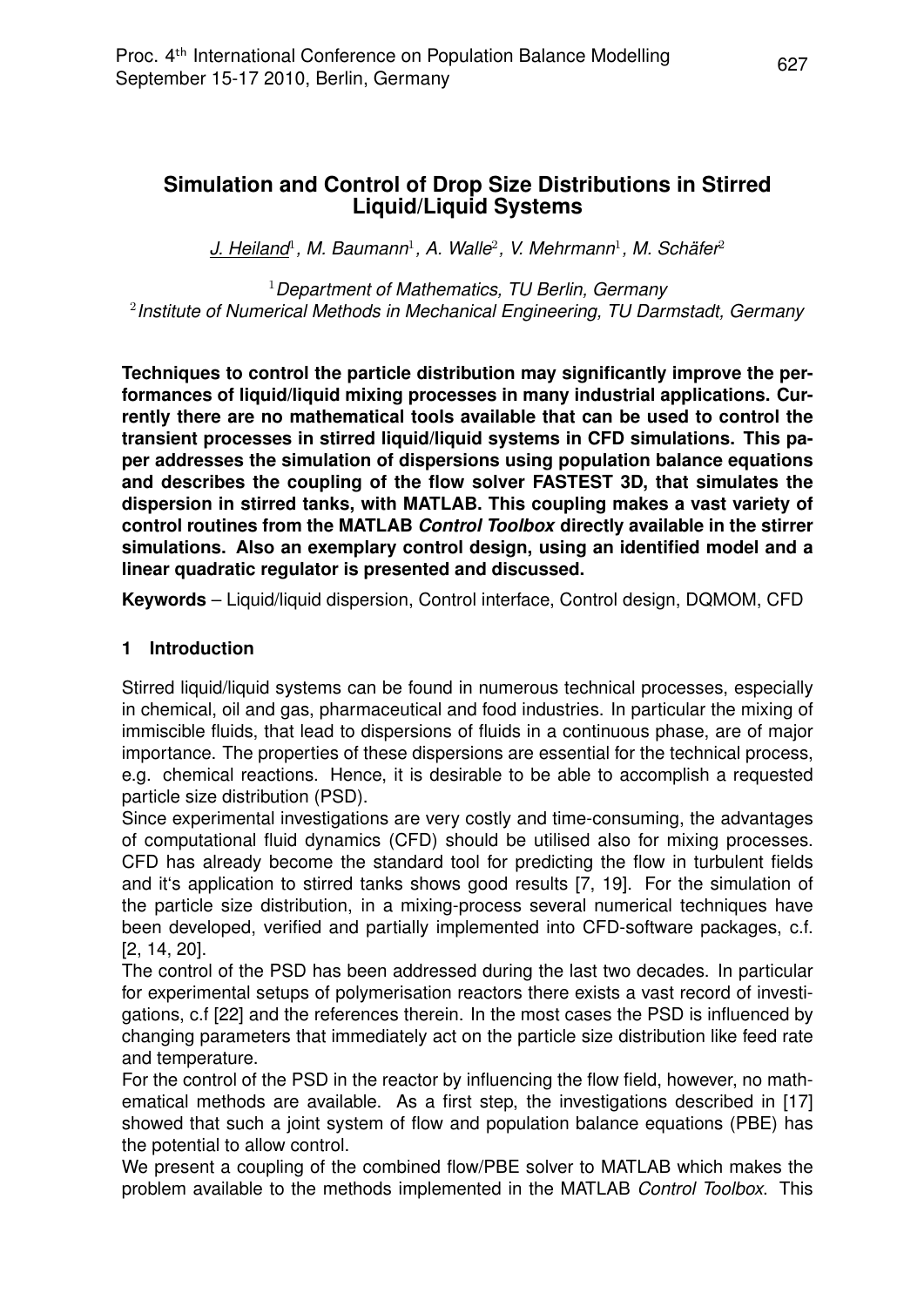# Simulation and Control of Drop Size Distributions in Stirred Liquid/Liquid Systems

J. Heiland[1], M. Baumann[1], A. Walle[2], V. Mehrmann[1], M. Schäfer[2]

[1] *Department of Mathematics, TU Berlin, Germany*
[2] *Institute of Numerical Methods in Mechanical Engineering, TU Darmstadt, Germany*

**Techniques to control the particle distribution may significantly improve the performances of liquid/liquid mixing processes in many industrial applications. Currently there are no mathematical tools available that can be used to control the transient processes in stirred liquid/liquid systems in CFD simulations. This paper addresses the simulation of dispersions using population balance equations and describes the coupling of the flow solver FASTEST 3D, that simulates the dispersion in stirred tanks, with MATLAB. This coupling makes a vast variety of control routines from the MATLAB *Control Toolbox* directly available in the stirrer simulations. Also an exemplary control design, using an identified model and a linear quadratic regulator is presented and discussed.**

**Keywords** – Liquid/liquid dispersion, Control interface, Control design, DQMOM, CFD

## 1 Introduction

Stirred liquid/liquid systems can be found in numerous technical processes, especially in chemical, oil and gas, pharmaceutical and food industries. In particular the mixing of immiscible fluids, that lead to dispersions of fluids in a continuous phase, are of major importance. The properties of these dispersions are essential for the technical process, e.g. chemical reactions. Hence, it is desirable to be able to accomplish a requested particle size distribution (PSD).

Since experimental investigations are very costly and time-consuming, the advantages of computational fluid dynamics (CFD) should be utilised also for mixing processes. CFD has already become the standard tool for predicting the flow in turbulent fields and it's application to stirred tanks shows good results [7, 19]. For the simulation of the particle size distribution, in a mixing-process several numerical techniques have been developed, verified and partially implemented into CFD-software packages, c.f. [2, 14, 20].

The control of the PSD has been addressed during the last two decades. In particular for experimental setups of polymerisation reactors there exists a vast record of investigations, c.f [22] and the references therein. In the most cases the PSD is influenced by changing parameters that immediately act on the particle size distribution like feed rate and temperature.

For the control of the PSD in the reactor by influencing the flow field, however, no mathematical methods are available. As a first step, the investigations described in [17] showed that such a joint system of flow and population balance equations (PBE) has the potential to allow control.

We present a coupling of the combined flow/PBE solver to MATLAB which makes the problem available to the methods implemented in the MATLAB *Control Toolbox*. This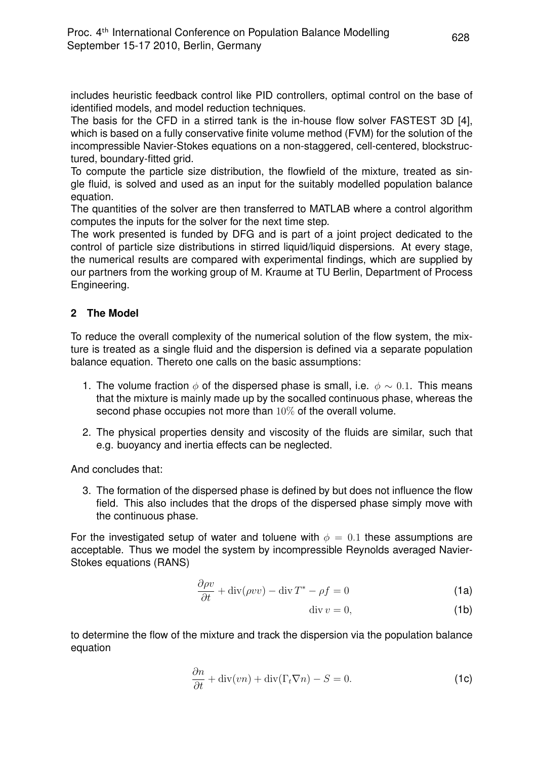includes heuristic feedback control like PID controllers, optimal control on the base of identified models, and model reduction techniques.

The basis for the CFD in a stirred tank is the in-house flow solver FASTEST 3D [4], which is based on a fully conservative finite volume method (FVM) for the solution of the incompressible Navier-Stokes equations on a non-staggered, cell-centered, blockstructured, boundary-fitted grid.

To compute the particle size distribution, the flowfield of the mixture, treated as single fluid, is solved and used as an input for the suitably modelled population balance equation.

The quantities of the solver are then transferred to MATLAB where a control algorithm computes the inputs for the solver for the next time step.

The work presented is funded by DFG and is part of a joint project dedicated to the control of particle size distributions in stirred liquid/liquid dispersions. At every stage, the numerical results are compared with experimental findings, which are supplied by our partners from the working group of M. Kraume at TU Berlin, Department of Process Engineering.

## 2 The Model

To reduce the overall complexity of the numerical solution of the flow system, the mixture is treated as a single fluid and the dispersion is defined via a separate population balance equation. Thereto one calls on the basic assumptions:

1. The volume fraction $\phi$ of the dispersed phase is small, i.e. $\phi \sim 0.1$. This means that the mixture is mainly made up by the socalled continuous phase, whereas the second phase occupies not more than $10\%$ of the overall volume.
2. The physical properties density and viscosity of the fluids are similar, such that e.g. buoyancy and inertia effects can be neglected.

And concludes that:

3. The formation of the dispersed phase is defined by but does not influence the flow field. This also includes that the drops of the dispersed phase simply move with the continuous phase.

For the investigated setup of water and toluene with $\phi = 0.1$ these assumptions are acceptable. Thus we model the system by incompressible Reynolds averaged Navier-Stokes equations (RANS)

$$\frac{\partial \rho v}{\partial t} + \operatorname{div}(\rho v v) - \operatorname{div} T^{*} - \rho f = 0 \tag{1a}$$

$$\operatorname{div} v = 0, \tag{1b}$$

to determine the flow of the mixture and track the dispersion via the population balance equation

$$\frac{\partial n}{\partial t} + \operatorname{div}(v n) + \operatorname{div}(\Gamma_t \nabla n) - S = 0. \tag{1c}$$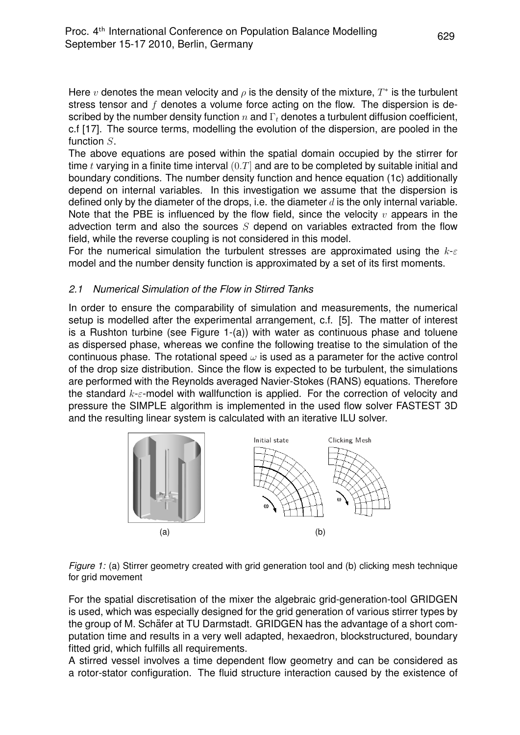Here $v$ denotes the mean velocity and $\rho$ is the density of the mixture, $T^*$ is the turbulent stress tensor and $f$ denotes a volume force acting on the flow. The dispersion is described by the number density function $n$ and $\Gamma_t$ denotes a turbulent diffusion coefficient, c.f [17]. The source terms, modelling the evolution of the dispersion, are pooled in the function $S$.

The above equations are posed within the spatial domain occupied by the stirrer for time $t$ varying in a finite time interval $(0.T]$ and are to be completed by suitable initial and boundary conditions. The number density function and hence equation (1c) additionally depend on internal variables. In this investigation we assume that the dispersion is defined only by the diameter of the drops, i.e. the diameter $d$ is the only internal variable. Note that the PBE is influenced by the flow field, since the velocity $v$ appears in the advection term and also the sources $S$ depend on variables extracted from the flow field, while the reverse coupling is not considered in this model.

For the numerical simulation the turbulent stresses are approximated using the $k$-$\varepsilon$ model and the number density function is approximated by a set of its first moments.

### *2.1 Numerical Simulation of the Flow in Stirred Tanks*

In order to ensure the comparability of simulation and measurements, the numerical setup is modelled after the experimental arrangement, c.f. [5]. The matter of interest is a Rushton turbine (see Figure 1-(a)) with water as continuous phase and toluene as dispersed phase, whereas we confine the following treatise to the simulation of the continuous phase. The rotational speed $\omega$ is used as a parameter for the active control of the drop size distribution. Since the flow is expected to be turbulent, the simulations are performed with the Reynolds averaged Navier-Stokes (RANS) equations. Therefore the standard $k$-$\varepsilon$-model with wallfunction is applied. For the correction of velocity and pressure the SIMPLE algorithm is implemented in the used flow solver FASTEST 3D and the resulting linear system is calculated with an iterative ILU solver.

*Figure 1:* (a) Stirrer geometry created with grid generation tool and (b) clicking mesh technique for grid movement

For the spatial discretisation of the mixer the algebraic grid-generation-tool GRIDGEN is used, which was especially designed for the grid generation of various stirrer types by the group of M. Schäfer at TU Darmstadt. GRIDGEN has the advantage of a short computation time and results in a very well adapted, hexaedron, blockstructured, boundary fitted grid, which fulfills all requirements.

A stirred vessel involves a time dependent flow geometry and can be considered as a rotor-stator configuration. The fluid structure interaction caused by the existence of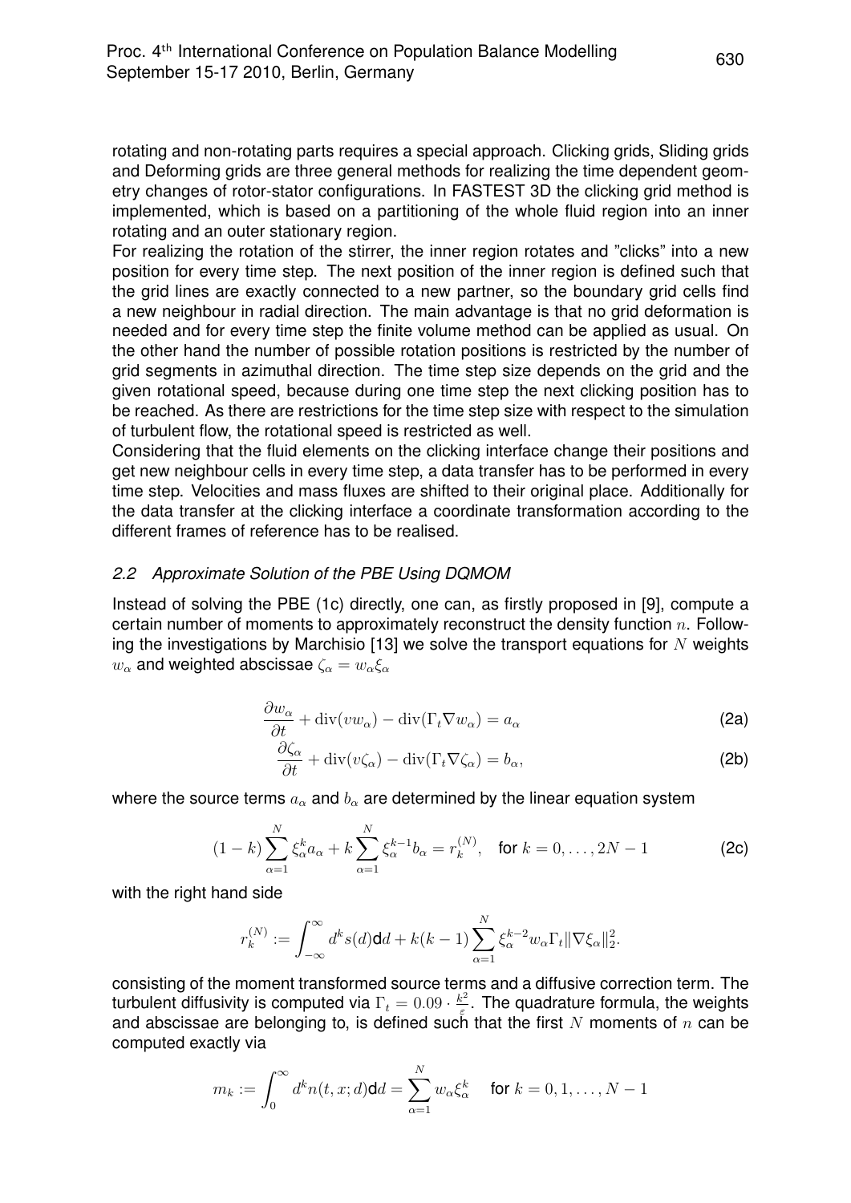rotating and non-rotating parts requires a special approach. Clicking grids, Sliding grids and Deforming grids are three general methods for realizing the time dependent geometry changes of rotor-stator configurations. In FASTEST 3D the clicking grid method is implemented, which is based on a partitioning of the whole fluid region into an inner rotating and an outer stationary region.

For realizing the rotation of the stirrer, the inner region rotates and "clicks" into a new position for every time step. The next position of the inner region is defined such that the grid lines are exactly connected to a new partner, so the boundary grid cells find a new neighbour in radial direction. The main advantage is that no grid deformation is needed and for every time step the finite volume method can be applied as usual. On the other hand the number of possible rotation positions is restricted by the number of grid segments in azimuthal direction. The time step size depends on the grid and the given rotational speed, because during one time step the next clicking position has to be reached. As there are restrictions for the time step size with respect to the simulation of turbulent flow, the rotational speed is restricted as well.

Considering that the fluid elements on the clicking interface change their positions and get new neighbour cells in every time step, a data transfer has to be performed in every time step. Velocities and mass fluxes are shifted to their original place. Additionally for the data transfer at the clicking interface a coordinate transformation according to the different frames of reference has to be realised.

### *2.2 Approximate Solution of the PBE Using DQMOM*

Instead of solving the PBE (1c) directly, one can, as firstly proposed in [9], compute a certain number of moments to approximately reconstruct the density function $n$. Following the investigations by Marchisio [13] we solve the transport equations for $N$ weights $w_\alpha$ and weighted abscissae $\zeta_\alpha = w_\alpha \xi_\alpha$

$$\frac{\partial w_\alpha}{\partial t} + \operatorname{div}(v w_\alpha) - \operatorname{div}(\Gamma_t \nabla w_\alpha) = a_\alpha \tag{2a}$$

$$\frac{\partial \zeta_\alpha}{\partial t} + \operatorname{div}(v \zeta_\alpha) - \operatorname{div}(\Gamma_t \nabla \zeta_\alpha) = b_\alpha, \tag{2b}$$

where the source terms $a_\alpha$ and $b_\alpha$ are determined by the linear equation system

$$(1-k)\sum_{\alpha=1}^{N} \xi_\alpha^k a_\alpha + k \sum_{\alpha=1}^{N} \xi_\alpha^{k-1} b_\alpha = r_k^{(N)}, \quad \text{for } k = 0, \ldots, 2N-1 \tag{2c}$$

with the right hand side

$$r_k^{(N)} := \int_{-\infty}^{\infty} d^k s(d) \mathrm{d}d + k(k-1) \sum_{\alpha=1}^{N} \xi_\alpha^{k-2} w_\alpha \Gamma_t \|\nabla \xi_\alpha\|_2^2.$$

consisting of the moment transformed source terms and a diffusive correction term. The turbulent diffusivity is computed via $\Gamma_t = 0.09 \cdot \frac{k^2}{\varepsilon}$. The quadrature formula, the weights and abscissae are belonging to, is defined such that the first $N$ moments of $n$ can be computed exactly via

$$m_k := \int_0^{\infty} d^k n(t, x; d) \mathrm{d}d = \sum_{\alpha=1}^{N} w_\alpha \xi_\alpha^k \quad \text{for } k = 0, 1, \ldots, N-1$$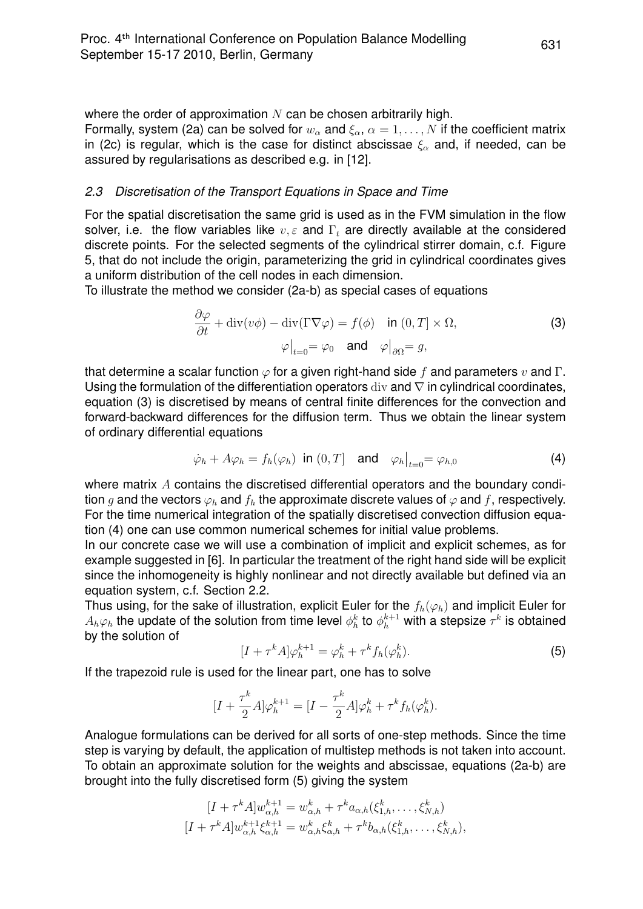where the order of approximation $N$ can be chosen arbitrarily high.
Formally, system (2a) can be solved for $w_\alpha$ and $\xi_\alpha$, $\alpha = 1, \ldots, N$ if the coefficient matrix in (2c) is regular, which is the case for distinct abscissae $\xi_\alpha$ and, if needed, can be assured by regularisations as described e.g. in [12].

### *2.3 Discretisation of the Transport Equations in Space and Time*

For the spatial discretisation the same grid is used as in the FVM simulation in the flow solver, i.e. the flow variables like $v, \varepsilon$ and $\Gamma_t$ are directly available at the considered discrete points. For the selected segments of the cylindrical stirrer domain, c.f. Figure 5, that do not include the origin, parameterizing the grid in cylindrical coordinates gives a uniform distribution of the cell nodes in each dimension.
To illustrate the method we consider (2a-b) as special cases of equations

$$\frac{\partial \varphi}{\partial t} + \mathrm{div}(v\phi) - \mathrm{div}(\Gamma \nabla \varphi) = f(\phi) \quad \text{in } (0, T] \times \Omega, \tag{3}$$

$$\varphi\big|_{t=0} = \varphi_0 \quad \text{and} \quad \varphi\big|_{\partial\Omega} = g,$$

that determine a scalar function $\varphi$ for a given right-hand side $f$ and parameters $v$ and $\Gamma$. Using the formulation of the differentiation operators div and $\nabla$ in cylindrical coordinates, equation (3) is discretised by means of central finite differences for the convection and forward-backward differences for the diffusion term. Thus we obtain the linear system of ordinary differential equations

$$\dot{\varphi}_h + A\varphi_h = f_h(\varphi_h) \;\text{ in } (0, T] \quad \text{and} \quad \varphi_h\big|_{t=0} = \varphi_{h,0} \tag{4}$$

where matrix $A$ contains the discretised differential operators and the boundary condition $g$ and the vectors $\varphi_h$ and $f_h$ the approximate discrete values of $\varphi$ and $f$, respectively. For the time numerical integration of the spatially discretised convection diffusion equation (4) one can use common numerical schemes for initial value problems.
In our concrete case we will use a combination of implicit and explicit schemes, as for example suggested in [6]. In particular the treatment of the right hand side will be explicit since the inhomogeneity is highly nonlinear and not directly available but defined via an equation system, c.f. Section 2.2.
Thus using, for the sake of illustration, explicit Euler for the $f_h(\varphi_h)$ and implicit Euler for $A_h\varphi_h$ the update of the solution from time level $\phi_h^k$ to $\phi_h^{k+1}$ with a stepsize $\tau^k$ is obtained by the solution of

$$[I + \tau^k A]\varphi_h^{k+1} = \varphi_h^k + \tau^k f_h(\varphi_h^k). \tag{5}$$

If the trapezoid rule is used for the linear part, one has to solve

$$[I + \frac{\tau^k}{2}A]\varphi_h^{k+1} = [I - \frac{\tau^k}{2}A]\varphi_h^k + \tau^k f_h(\varphi_h^k).$$

Analogue formulations can be derived for all sorts of one-step methods. Since the time step is varying by default, the application of multistep methods is not taken into account. To obtain an approximate solution for the weights and abscissae, equations (2a-b) are brought into the fully discretised form (5) giving the system

$$[I + \tau^k A]w_{\alpha,h}^{k+1} = w_{\alpha,h}^k + \tau^k a_{\alpha,h}(\xi_{1,h}^k, \ldots, \xi_{N,h}^k)$$

$$[I + \tau^k A]w_{\alpha,h}^{k+1}\xi_{\alpha,h}^{k+1} = w_{\alpha,h}^k \xi_{\alpha,h}^k + \tau^k b_{\alpha,h}(\xi_{1,h}^k, \ldots, \xi_{N,h}^k),$$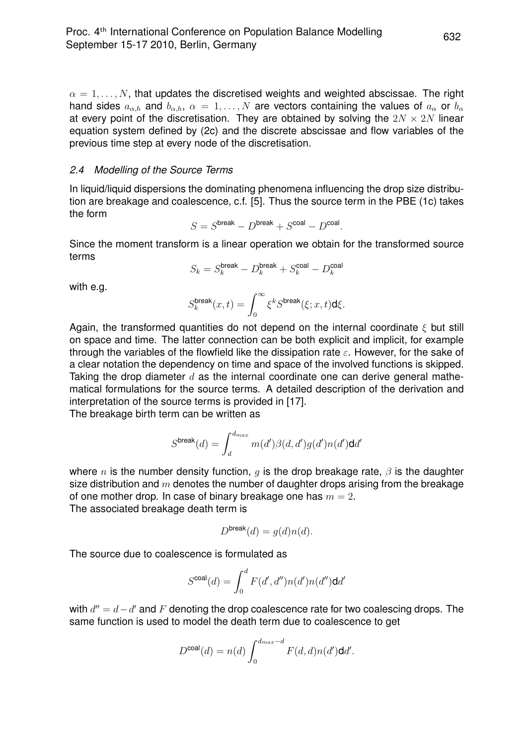$\alpha = 1, \ldots, N$, that updates the discretised weights and weighted abscissae. The right hand sides $a_{\alpha,h}$ and $b_{\alpha,h}$, $\alpha = 1, \ldots, N$ are vectors containing the values of $a_\alpha$ or $b_\alpha$ at every point of the discretisation. They are obtained by solving the $2N \times 2N$ linear equation system defined by (2c) and the discrete abscissae and flow variables of the previous time step at every node of the discretisation.

### *2.4 Modelling of the Source Terms*

In liquid/liquid dispersions the dominating phenomena influencing the drop size distribution are breakage and coalescence, c.f. [5]. Thus the source term in the PBE (1c) takes the form

$$S = S^{\text{break}} - D^{\text{break}} + S^{\text{coal}} - D^{\text{coal}}.$$

Since the moment transform is a linear operation we obtain for the transformed source terms

$$S_k = S_k^{\text{break}} - D_k^{\text{break}} + S_k^{\text{coal}} - D_k^{\text{coal}}$$

with e.g.

$$S_k^{\text{break}}(x, t) = \int_0^\infty \xi^k S^{\text{break}}(\xi; x, t) \mathsf{d}\xi.$$

Again, the transformed quantities do not depend on the internal coordinate $\xi$ but still on space and time. The latter connection can be both explicit and implicit, for example through the variables of the flowfield like the dissipation rate $\varepsilon$. However, for the sake of a clear notation the dependency on time and space of the involved functions is skipped. Taking the drop diameter $d$ as the internal coordinate one can derive general mathematical formulations for the source terms. A detailed description of the derivation and interpretation of the source terms is provided in [17].
The breakage birth term can be written as

$$S^{\text{break}}(d) = \int_d^{d_{max}} m(d')\beta(d, d')g(d')n(d')\mathsf{d}d'$$

where $n$ is the number density function, $g$ is the drop breakage rate, $\beta$ is the daughter size distribution and $m$ denotes the number of daughter drops arising from the breakage of one mother drop. In case of binary breakage one has $m = 2$.
The associated breakage death term is

$$D^{\text{break}}(d) = g(d)n(d).$$

The source due to coalescence is formulated as

$$S^{\text{coal}}(d) = \int_0^d F(d', d'')n(d')n(d'')\mathsf{d}d'$$

with $d'' = d - d'$ and $F$ denoting the drop coalescence rate for two coalescing drops. The same function is used to model the death term due to coalescence to get

$$D^{\text{coal}}(d) = n(d) \int_0^{d_{max}-d} F(d, d)n(d')\mathsf{d}d'.$$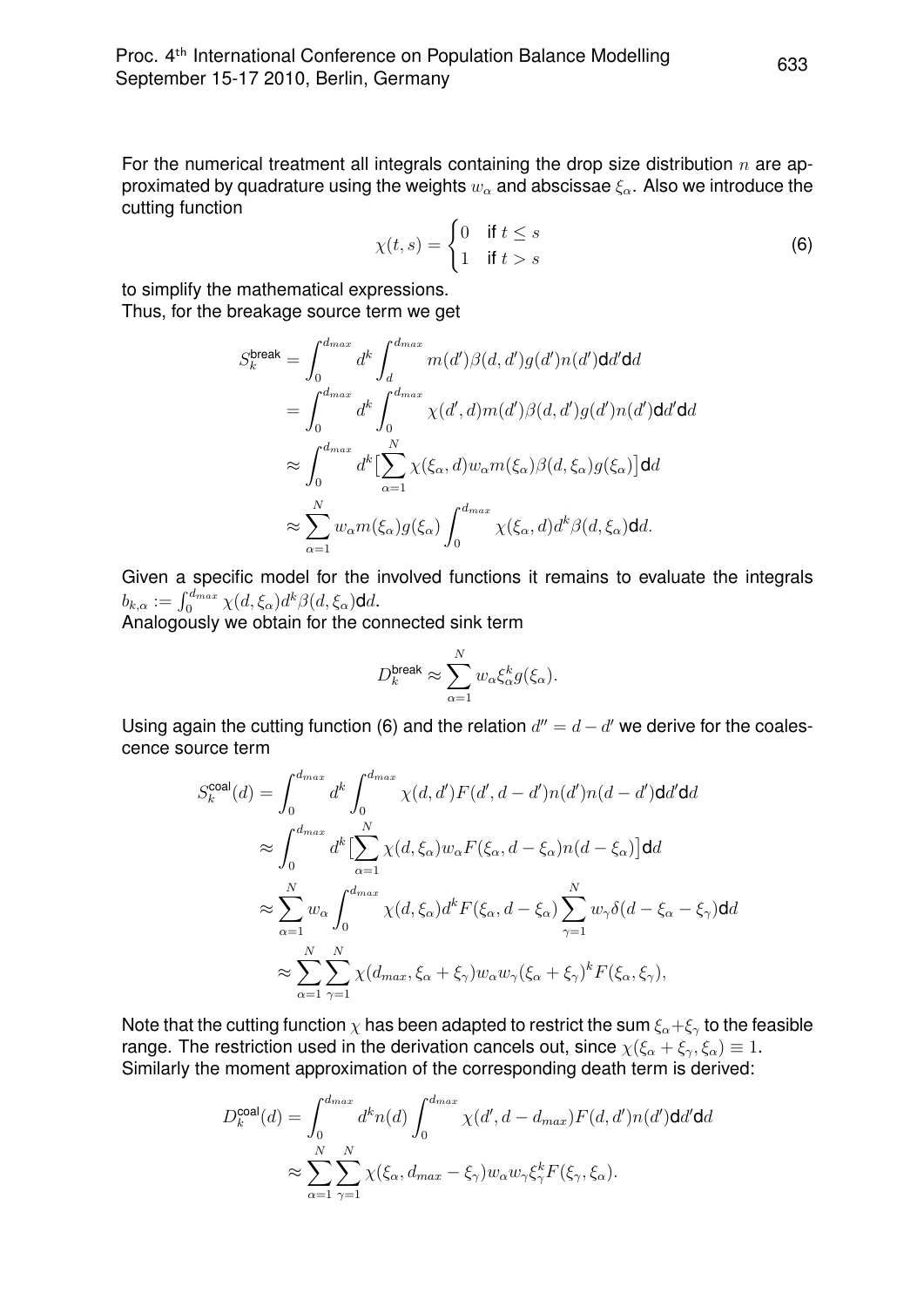For the numerical treatment all integrals containing the drop size distribution $n$ are approximated by quadrature using the weights $w_\alpha$ and abscissae $\xi_\alpha$. Also we introduce the cutting function

$$\chi(t,s) = \begin{cases} 0 & \text{if } t \leq s \\ 1 & \text{if } t > s \end{cases} \tag{6}$$

to simplify the mathematical expressions.
Thus, for the breakage source term we get

$$\begin{aligned}
S_k^{\text{break}} &= \int_0^{d_{max}} d^k \int_d^{d_{max}} m(d')\beta(d,d')g(d')n(d')\mathsf{d}d'\mathsf{d}d \\
&= \int_0^{d_{max}} d^k \int_0^{d_{max}} \chi(d',d)m(d')\beta(d,d')g(d')n(d')\mathsf{d}d'\mathsf{d}d \\
&\approx \int_0^{d_{max}} d^k \big[\sum_{\alpha=1}^{N} \chi(\xi_\alpha, d) w_\alpha m(\xi_\alpha)\beta(d,\xi_\alpha)g(\xi_\alpha)\big]\mathsf{d}d \\
&\approx \sum_{\alpha=1}^{N} w_\alpha m(\xi_\alpha)g(\xi_\alpha)\int_0^{d_{max}} \chi(\xi_\alpha,d)d^k\beta(d,\xi_\alpha)\mathsf{d}d.
\end{aligned}$$

Given a specific model for the involved functions it remains to evaluate the integrals $b_{k,\alpha} := \int_0^{d_{max}} \chi(d,\xi_\alpha)d^k\beta(d,\xi_\alpha)\mathsf{d}d$.
Analogously we obtain for the connected sink term

$$D_k^{\text{break}} \approx \sum_{\alpha=1}^{N} w_\alpha \xi_\alpha^k g(\xi_\alpha).$$

Using again the cutting function (6) and the relation $d'' = d - d'$ we derive for the coalescence source term

$$\begin{aligned}
S_k^{\text{coal}}(d) &= \int_0^{d_{max}} d^k \int_0^{d_{max}} \chi(d,d')F(d',d-d')n(d')n(d-d')\mathsf{d}d'\mathsf{d}d \\
&\approx \int_0^{d_{max}} d^k \big[\sum_{\alpha=1}^{N} \chi(d,\xi_\alpha)w_\alpha F(\xi_\alpha, d-\xi_\alpha)n(d-\xi_\alpha)\big]\mathsf{d}d \\
&\approx \sum_{\alpha=1}^{N} w_\alpha \int_0^{d_{max}} \chi(d,\xi_\alpha)d^k F(\xi_\alpha, d-\xi_\alpha)\sum_{\gamma=1}^{N} w_\gamma \delta(d-\xi_\alpha-\xi_\gamma)\mathsf{d}d \\
&\approx \sum_{\alpha=1}^{N}\sum_{\gamma=1}^{N} \chi(d_{max}, \xi_\alpha+\xi_\gamma)w_\alpha w_\gamma(\xi_\alpha+\xi_\gamma)^k F(\xi_\alpha,\xi_\gamma),
\end{aligned}$$

Note that the cutting function $\chi$ has been adapted to restrict the sum $\xi_\alpha+\xi_\gamma$ to the feasible range. The restriction used in the derivation cancels out, since $\chi(\xi_\alpha+\xi_\gamma,\xi_\alpha) \equiv 1$.
Similarly the moment approximation of the corresponding death term is derived:

$$\begin{aligned}
D_k^{\text{coal}}(d) &= \int_0^{d_{max}} d^k n(d)\int_0^{d_{max}} \chi(d', d-d_{max})F(d,d')n(d')\mathsf{d}d'\mathsf{d}d \\
&\approx \sum_{\alpha=1}^{N}\sum_{\gamma=1}^{N} \chi(\xi_\alpha, d_{max}-\xi_\gamma)w_\alpha w_\gamma \xi_\gamma^k F(\xi_\gamma,\xi_\alpha).
\end{aligned}$$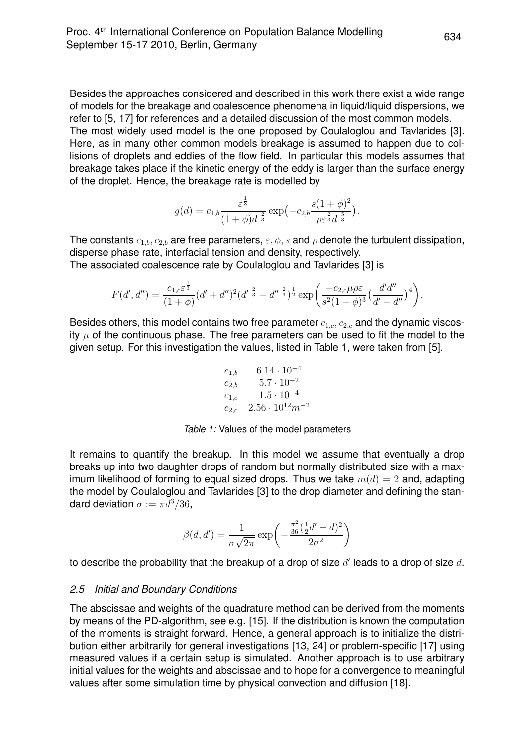Besides the approaches considered and described in this work there exist a wide range of models for the breakage and coalescence phenomena in liquid/liquid dispersions, we refer to [5, 17] for references and a detailed discussion of the most common models. The most widely used model is the one proposed by Coulaloglou and Tavlarides [3]. Here, as in many other common models breakage is assumed to happen due to collisions of droplets and eddies of the flow field. In particular this models assumes that breakage takes place if the kinetic energy of the eddy is larger than the surface energy of the droplet. Hence, the breakage rate is modelled by

$$g(d) = c_{1,b} \frac{\varepsilon^{\frac{1}{3}}}{(1+\phi) d^{\frac{2}{3}}} \exp\left(-c_{2,b} \frac{s(1+\phi)^2}{\rho \varepsilon^{\frac{2}{3}} d^{\frac{5}{3}}}\right).$$

The constants $c_{1,b}, c_{2,b}$ are free parameters, $\varepsilon, \phi, s$ and $\rho$ denote the turbulent dissipation, disperse phase rate, interfacial tension and density, respectively.
The associated coalescence rate by Coulaloglou and Tavlarides [3] is

$$F(d', d'') = \frac{c_{1,c} \varepsilon^{\frac{1}{3}}}{(1+\phi)} (d' + d'')^2 (d'^{\frac{2}{3}} + d''^{\frac{2}{3}})^{\frac{1}{2}} \exp\left( \frac{-c_{2,c} \mu \rho \varepsilon}{s^2 (1+\phi)^3} \left( \frac{d' d''}{d' + d''} \right)^4 \right).$$

Besides others, this model contains two free parameter $c_{1,c}, c_{2,c}$ and the dynamic viscosity $\mu$ of the continuous phase. The free parameters can be used to fit the model to the given setup. For this investigation the values, listed in Table 1, were taken from [5].

| | |
|---|---|
| $c_{1,b}$ | $6.14 \cdot 10^{-4}$ |
| $c_{2,b}$ | $5.7 \cdot 10^{-2}$ |
| $c_{1,c}$ | $1.5 \cdot 10^{-4}$ |
| $c_{2,c}$ | $2.56 \cdot 10^{12} m^{-2}$ |

*Table 1:* Values of the model parameters

It remains to quantify the breakup. In this model we assume that eventually a drop breaks up into two daughter drops of random but normally distributed size with a maximum likelihood of forming to equal sized drops. Thus we take $m(d) = 2$ and, adapting the model by Coulaloglou and Tavlarides [3] to the drop diameter and defining the standard deviation $\sigma := \pi d^3/36$,

$$\beta(d, d') = \frac{1}{\sigma \sqrt{2\pi}} \exp\left( -\frac{\frac{\pi^2}{36} (\frac{1}{2} d' - d)^2}{2\sigma^2} \right)$$

to describe the probability that the breakup of a drop of size $d'$ leads to a drop of size $d$.

### *2.5 Initial and Boundary Conditions*

The abscissae and weights of the quadrature method can be derived from the moments by means of the PD-algorithm, see e.g. [15]. If the distribution is known the computation of the moments is straight forward. Hence, a general approach is to initialize the distribution either arbitrarily for general investigations [13, 24] or problem-specific [17] using measured values if a certain setup is simulated. Another approach is to use arbitrary initial values for the weights and abscissae and to hope for a convergence to meaningful values after some simulation time by physical convection and diffusion [18].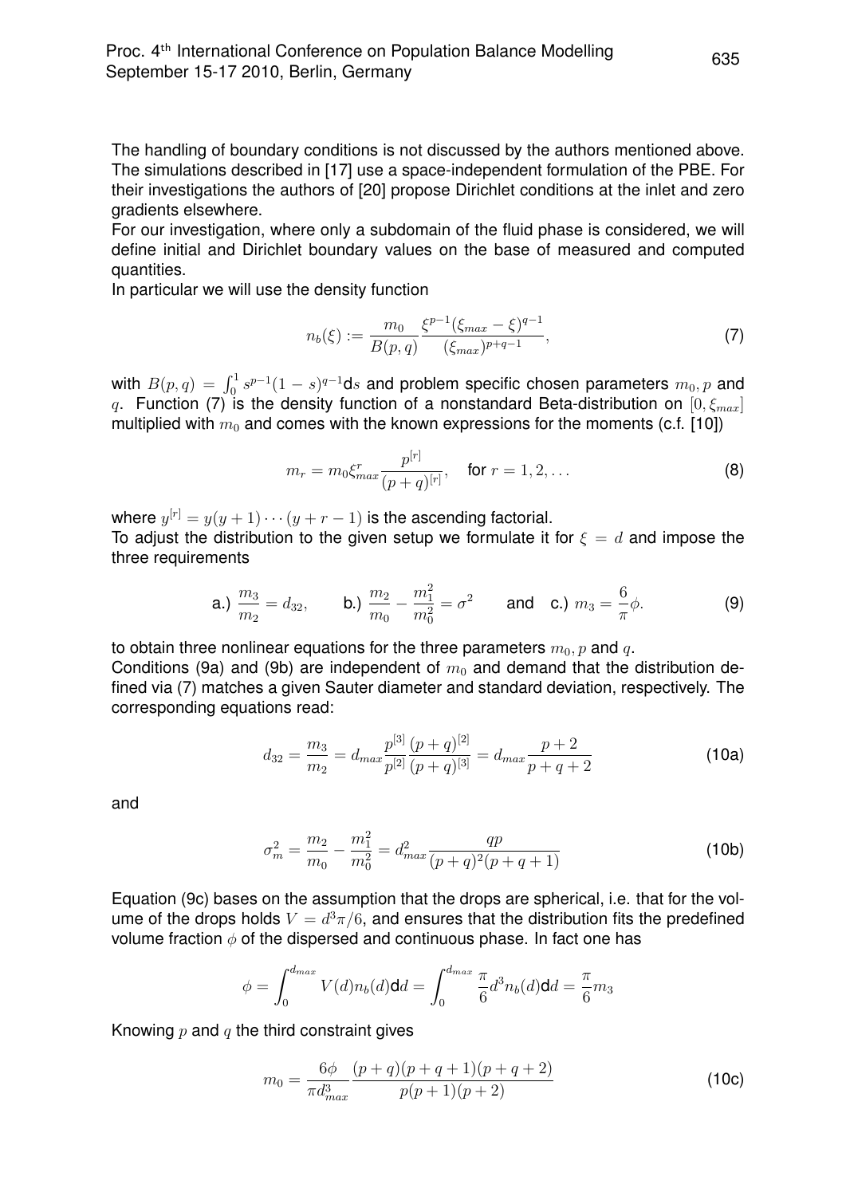The handling of boundary conditions is not discussed by the authors mentioned above. The simulations described in [17] use a space-independent formulation of the PBE. For their investigations the authors of [20] propose Dirichlet conditions at the inlet and zero gradients elsewhere.

For our investigation, where only a subdomain of the fluid phase is considered, we will define initial and Dirichlet boundary values on the base of measured and computed quantities.

In particular we will use the density function

$$n_b(\xi) := \frac{m_0}{B(p,q)} \frac{\xi^{p-1}(\xi_{max} - \xi)^{q-1}}{(\xi_{max})^{p+q-1}}, \tag{7}$$

with $B(p,q) = \int_0^1 s^{p-1}(1-s)^{q-1}\mathrm{d}s$ and problem specific chosen parameters $m_0, p$ and $q$. Function (7) is the density function of a nonstandard Beta-distribution on $[0, \xi_{max}]$ multiplied with $m_0$ and comes with the known expressions for the moments (c.f. [10])

$$m_r = m_0 \xi_{max}^r \frac{p^{[r]}}{(p+q)^{[r]}}, \quad \text{for } r = 1, 2, \ldots \tag{8}$$

where $y^{[r]} = y(y+1)\cdots(y+r-1)$ is the ascending factorial.

To adjust the distribution to the given setup we formulate it for $\xi = d$ and impose the three requirements

$$\text{a.)}\ \frac{m_3}{m_2} = d_{32}, \qquad \text{b.)}\ \frac{m_2}{m_0} - \frac{m_1^2}{m_0^2} = \sigma^2 \qquad \text{and} \quad \text{c.)}\ m_3 = \frac{6}{\pi}\phi. \tag{9}$$

to obtain three nonlinear equations for the three parameters $m_0, p$ and $q$.

Conditions (9a) and (9b) are independent of $m_0$ and demand that the distribution defined via (7) matches a given Sauter diameter and standard deviation, respectively. The corresponding equations read:

$$d_{32} = \frac{m_3}{m_2} = d_{max} \frac{p^{[3]}}{p^{[2]}} \frac{(p+q)^{[2]}}{(p+q)^{[3]}} = d_{max} \frac{p+2}{p+q+2} \tag{10a}$$

and

$$\sigma_m^2 = \frac{m_2}{m_0} - \frac{m_1^2}{m_0^2} = d_{max}^2 \frac{qp}{(p+q)^2(p+q+1)} \tag{10b}$$

Equation (9c) bases on the assumption that the drops are spherical, i.e. that for the volume of the drops holds $V = d^3\pi/6$, and ensures that the distribution fits the predefined volume fraction $\phi$ of the dispersed and continuous phase. In fact one has

$$\phi = \int_0^{d_{max}} V(d) n_b(d)\mathrm{d}d = \int_0^{d_{max}} \frac{\pi}{6} d^3 n_b(d)\mathrm{d}d = \frac{\pi}{6} m_3$$

Knowing $p$ and $q$ the third constraint gives

$$m_0 = \frac{6\phi}{\pi d_{max}^3} \frac{(p+q)(p+q+1)(p+q+2)}{p(p+1)(p+2)} \tag{10c}$$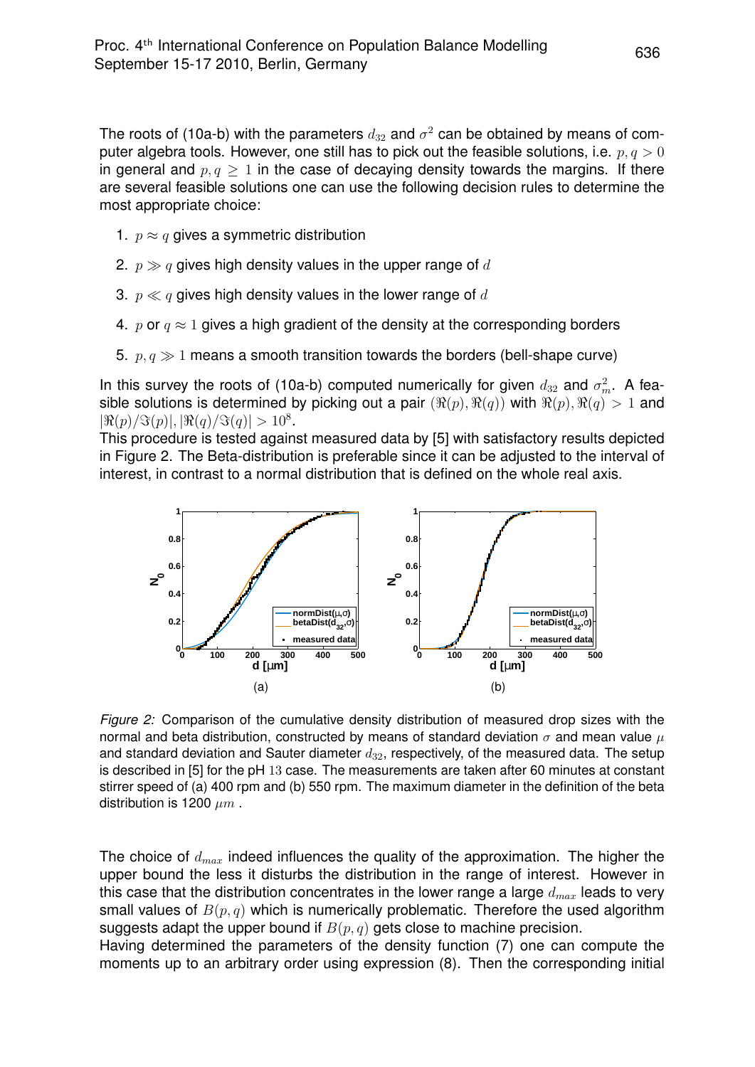The roots of (10a-b) with the parameters $d_{32}$ and $\sigma^2$ can be obtained by means of computer algebra tools. However, one still has to pick out the feasible solutions, i.e. $p, q > 0$ in general and $p, q \geq 1$ in the case of decaying density towards the margins. If there are several feasible solutions one can use the following decision rules to determine the most appropriate choice:

1. $p \approx q$ gives a symmetric distribution
2. $p \gg q$ gives high density values in the upper range of $d$
3. $p \ll q$ gives high density values in the lower range of $d$
4. $p$ or $q \approx 1$ gives a high gradient of the density at the corresponding borders
5. $p, q \gg 1$ means a smooth transition towards the borders (bell-shape curve)

In this survey the roots of (10a-b) computed numerically for given $d_{32}$ and $\sigma_m^2$. A feasible solutions is determined by picking out a pair $(\Re(p), \Re(q))$ with $\Re(p), \Re(q) > 1$ and $|\Re(p)/\Im(p)|, |\Re(q)/\Im(q)| > 10^8$.

This procedure is tested against measured data by [5] with satisfactory results depicted in Figure 2. The Beta-distribution is preferable since it can be adjusted to the interval of interest, in contrast to a normal distribution that is defined on the whole real axis.

*Figure 2:* Comparison of the cumulative density distribution of measured drop sizes with the normal and beta distribution, constructed by means of standard deviation $\sigma$ and mean value $\mu$ and standard deviation and Sauter diameter $d_{32}$, respectively, of the measured data. The setup is described in [5] for the pH 13 case. The measurements are taken after 60 minutes at constant stirrer speed of (a) 400 rpm and (b) 550 rpm. The maximum diameter in the definition of the beta distribution is 1200 $\mu m$ .

The choice of $d_{max}$ indeed influences the quality of the approximation. The higher the upper bound the less it disturbs the distribution in the range of interest. However in this case that the distribution concentrates in the lower range a large $d_{max}$ leads to very small values of $B(p, q)$ which is numerically problematic. Therefore the used algorithm suggests adapt the upper bound if $B(p, q)$ gets close to machine precision.

Having determined the parameters of the density function (7) one can compute the moments up to an arbitrary order using expression (8). Then the corresponding initial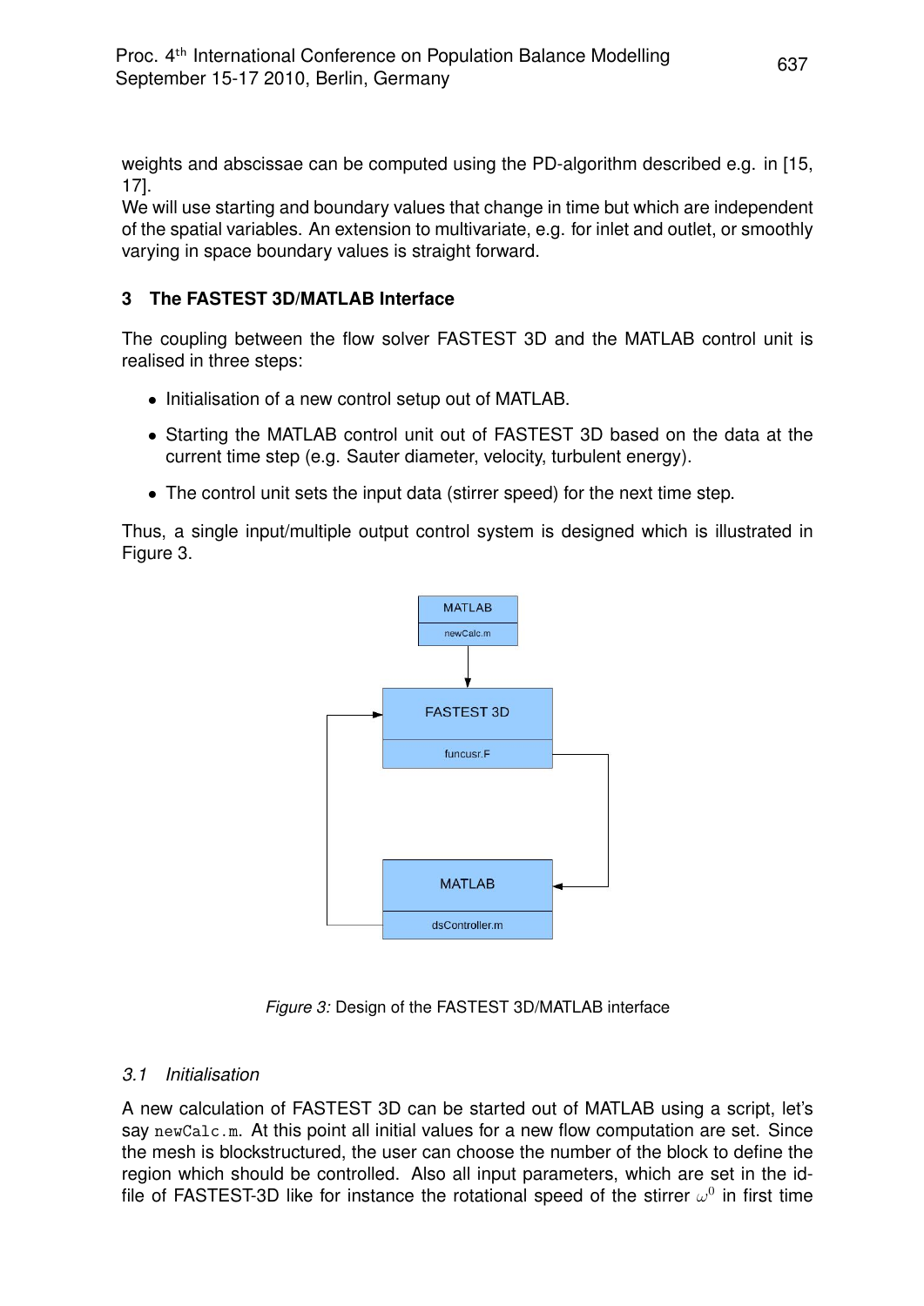weights and abscissae can be computed using the PD-algorithm described e.g. in [15, 17].

We will use starting and boundary values that change in time but which are independent of the spatial variables. An extension to multivariate, e.g. for inlet and outlet, or smoothly varying in space boundary values is straight forward.

## 3 The FASTEST 3D/MATLAB Interface

The coupling between the flow solver FASTEST 3D and the MATLAB control unit is realised in three steps:

- Initialisation of a new control setup out of MATLAB.
- Starting the MATLAB control unit out of FASTEST 3D based on the data at the current time step (e.g. Sauter diameter, velocity, turbulent energy).
- The control unit sets the input data (stirrer speed) for the next time step.

Thus, a single input/multiple output control system is designed which is illustrated in Figure 3.

MATLAB
newCalc.m

FASTEST 3D
funcusr.F

MATLAB
dsController.m

*Figure 3:* Design of the FASTEST 3D/MATLAB interface

### *3.1 Initialisation*

A new calculation of FASTEST 3D can be started out of MATLAB using a script, let's say `newCalc.m`. At this point all initial values for a new flow computation are set. Since the mesh is blockstructured, the user can choose the number of the block to define the region which should be controlled. Also all input parameters, which are set in the id-file of FASTEST-3D like for instance the rotational speed of the stirrer $\omega^0$ in first time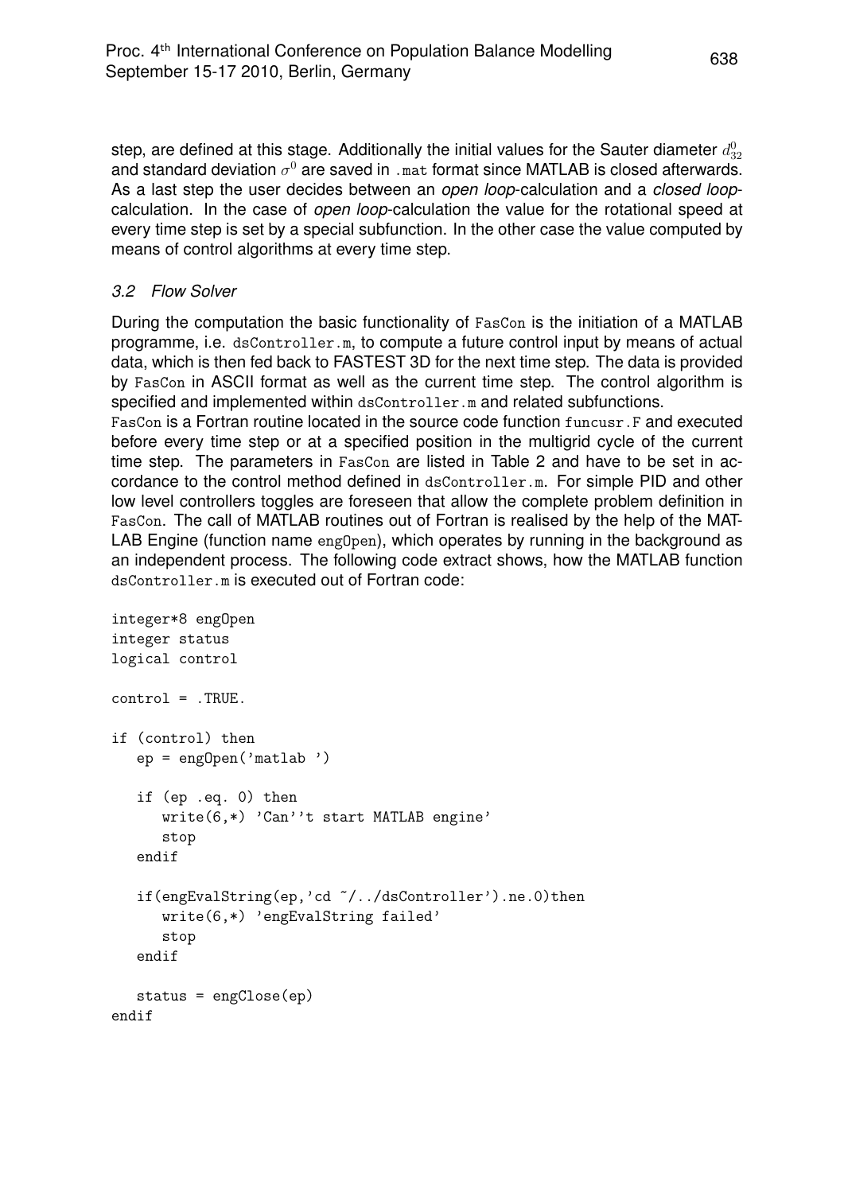step, are defined at this stage. Additionally the initial values for the Sauter diameter $d_{32}^0$ and standard deviation $\sigma^0$ are saved in `.mat` format since MATLAB is closed afterwards. As a last step the user decides between an *open loop*-calculation and a *closed loop*-calculation. In the case of *open loop*-calculation the value for the rotational speed at every time step is set by a special subfunction. In the other case the value computed by means of control algorithms at every time step.

### *3.2 Flow Solver*

During the computation the basic functionality of `FasCon` is the initiation of a MATLAB programme, i.e. `dsController.m`, to compute a future control input by means of actual data, which is then fed back to FASTEST 3D for the next time step. The data is provided by `FasCon` in ASCII format as well as the current time step. The control algorithm is specified and implemented within `dsController.m` and related subfunctions.

`FasCon` is a Fortran routine located in the source code function `funcusr.F` and executed before every time step or at a specified position in the multigrid cycle of the current time step. The parameters in `FasCon` are listed in Table 2 and have to be set in accordance to the control method defined in `dsController.m`. For simple PID and other low level controllers toggles are foreseen that allow the complete problem definition in `FasCon`. The call of MATLAB routines out of Fortran is realised by the help of the MATLAB Engine (function name `engOpen`), which operates by running in the background as an independent process. The following code extract shows, how the MATLAB function `dsController.m` is executed out of Fortran code:

```
integer*8 engOpen
integer status
logical control

control = .TRUE.

if (control) then
   ep = engOpen('matlab ')

   if (ep .eq. 0) then
      write(6,*) 'Can''t start MATLAB engine'
      stop
   endif

   if(engEvalString(ep,'cd ~/../dsController').ne.0)then
      write(6,*) 'engEvalString failed'
      stop
   endif

   status = engClose(ep)
endif
```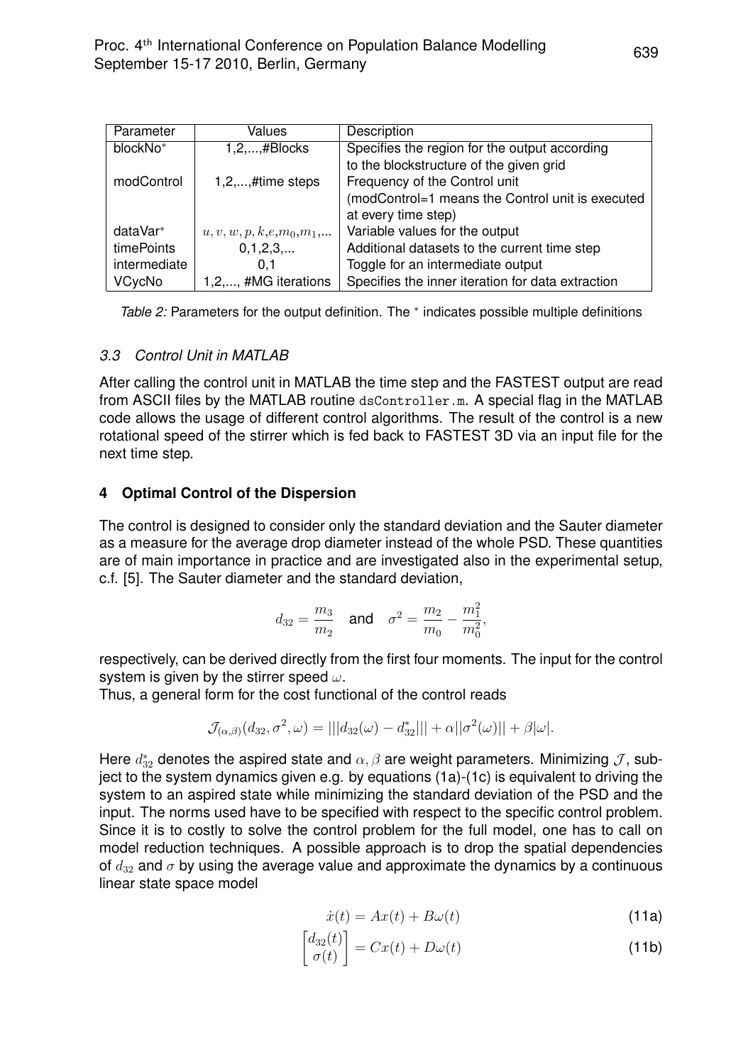| Parameter | Values | Description |
|---|---|---|
| blockNo* | 1,2,...,#Blocks | Specifies the region for the output according to the blockstructure of the given grid |
| modControl | 1,2,...,#time steps | Frequency of the Control unit (modControl=1 means the Control unit is executed at every time step) |
| dataVar* | $u, v, w, p, k, e, m_0, m_1, ...$ | Variable values for the output |
| timePoints | 0,1,2,3,... | Additional datasets to the current time step |
| intermediate | 0,1 | Toggle for an intermediate output |
| VCycNo | 1,2,..., #MG iterations | Specifies the inner iteration for data extraction |

*Table 2:* Parameters for the output definition. The * indicates possible multiple definitions

### *3.3 Control Unit in MATLAB*

After calling the control unit in MATLAB the time step and the FASTEST output are read from ASCII files by the MATLAB routine `dsController.m`. A special flag in the MATLAB code allows the usage of different control algorithms. The result of the control is a new rotational speed of the stirrer which is fed back to FASTEST 3D via an input file for the next time step.

## 4 Optimal Control of the Dispersion

The control is designed to consider only the standard deviation and the Sauter diameter as a measure for the average drop diameter instead of the whole PSD. These quantities are of main importance in practice and are investigated also in the experimental setup, c.f. [5]. The Sauter diameter and the standard deviation,

$$d_{32} = \frac{m_3}{m_2} \quad \text{and} \quad \sigma^2 = \frac{m_2}{m_0} - \frac{m_1^2}{m_0^2},$$

respectively, can be derived directly from the first four moments. The input for the control system is given by the stirrer speed $\omega$.

Thus, a general form for the cost functional of the control reads

$$\mathcal{J}_{(\alpha,\beta)}(d_{32}, \sigma^2, \omega) = |||d_{32}(\omega) - d_{32}^*||| + \alpha||\sigma^2(\omega)|| + \beta|\omega|.$$

Here $d_{32}^*$ denotes the aspired state and $\alpha, \beta$ are weight parameters. Minimizing $\mathcal{J}$, subject to the system dynamics given e.g. by equations (1a)-(1c) is equivalent to driving the system to an aspired state while minimizing the standard deviation of the PSD and the input. The norms used have to be specified with respect to the specific control problem. Since it is to costly to solve the control problem for the full model, one has to call on model reduction techniques. A possible approach is to drop the spatial dependencies of $d_{32}$ and $\sigma$ by using the average value and approximate the dynamics by a continuous linear state space model

$$\dot{x}(t) = Ax(t) + B\omega(t) \tag{11a}$$

$$\begin{bmatrix} d_{32}(t) \\ \sigma(t) \end{bmatrix} = Cx(t) + D\omega(t) \tag{11b}$$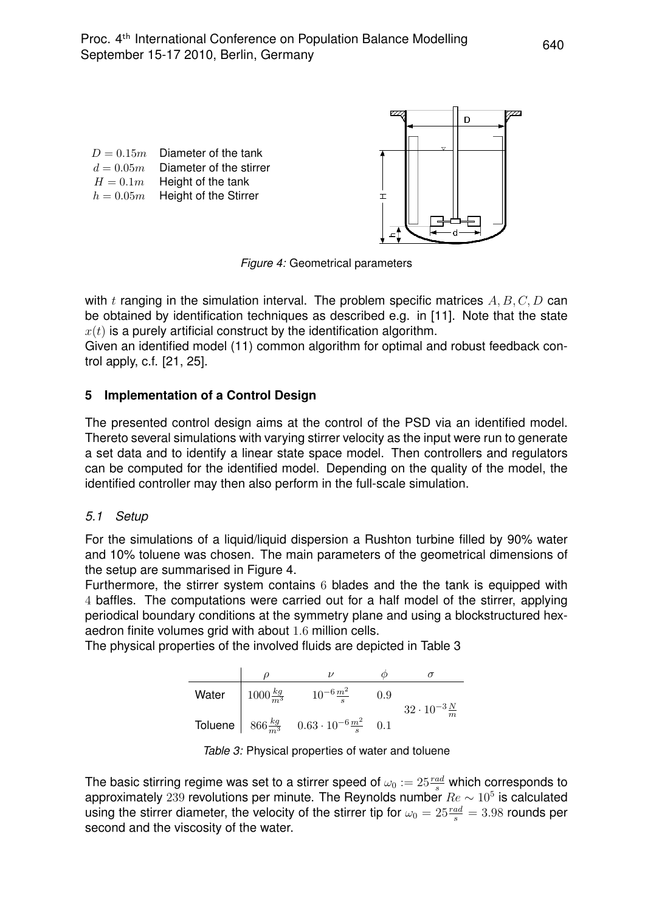| | |
|---|---|
| $D = 0.15m$ | Diameter of the tank |
| $d = 0.05m$ | Diameter of the stirrer |
| $H = 0.1m$ | Height of the tank |
| $h = 0.05m$ | Height of the Stirrer |

*Figure 4:* Geometrical parameters

with $t$ ranging in the simulation interval. The problem specific matrices $A, B, C, D$ can be obtained by identification techniques as described e.g. in [11]. Note that the state $x(t)$ is a purely artificial construct by the identification algorithm.

Given an identified model (11) common algorithm for optimal and robust feedback control apply, c.f. [21, 25].

## 5 Implementation of a Control Design

The presented control design aims at the control of the PSD via an identified model. Thereto several simulations with varying stirrer velocity as the input were run to generate a set data and to identify a linear state space model. Then controllers and regulators can be computed for the identified model. Depending on the quality of the model, the identified controller may then also perform in the full-scale simulation.

### *5.1 Setup*

For the simulations of a liquid/liquid dispersion a Rushton turbine filled by 90% water and 10% toluene was chosen. The main parameters of the geometrical dimensions of the setup are summarised in Figure 4.

Furthermore, the stirrer system contains $6$ blades and the the tank is equipped with $4$ baffles. The computations were carried out for a half model of the stirrer, applying periodical boundary conditions at the symmetry plane and using a blockstructured hexaedron finite volumes grid with about $1.6$ million cells.

The physical properties of the involved fluids are depicted in Table 3

| | $\rho$ | $\nu$ | $\phi$ | $\sigma$ |
|---|---|---|---|---|
| Water | $1000\frac{kg}{m^3}$ | $10^{-6}\frac{m^2}{s}$ | $0.9$ | $32 \cdot 10^{-3}\frac{N}{m}$ |
| Toluene | $866\frac{kg}{m^3}$ | $0.63 \cdot 10^{-6}\frac{m^2}{s}$ | $0.1$ | |

*Table 3:* Physical properties of water and toluene

The basic stirring regime was set to a stirrer speed of $\omega_0 := 25\frac{rad}{s}$ which corresponds to approximately $239$ revolutions per minute. The Reynolds number $Re \sim 10^5$ is calculated using the stirrer diameter, the velocity of the stirrer tip for $\omega_0 = 25\frac{rad}{s} = 3.98$ rounds per second and the viscosity of the water.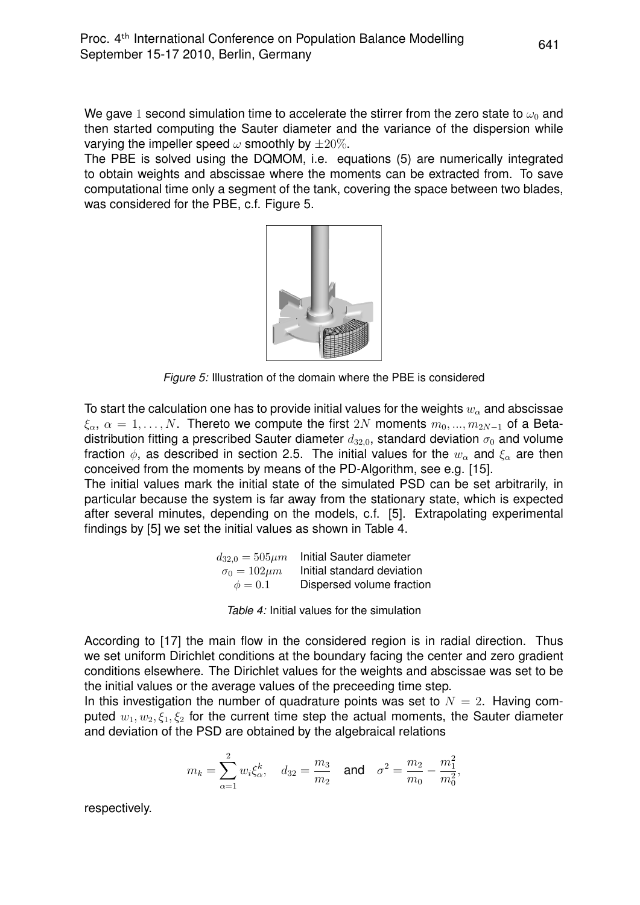We gave 1 second simulation time to accelerate the stirrer from the zero state to $\omega_0$ and then started computing the Sauter diameter and the variance of the dispersion while varying the impeller speed $\omega$ smoothly by $\pm 20\%$.

The PBE is solved using the DQMOM, i.e. equations (5) are numerically integrated to obtain weights and abscissae where the moments can be extracted from. To save computational time only a segment of the tank, covering the space between two blades, was considered for the PBE, c.f. Figure 5.

*Figure 5:* Illustration of the domain where the PBE is considered

To start the calculation one has to provide initial values for the weights $w_\alpha$ and abscissae $\xi_\alpha$, $\alpha = 1, \ldots, N$. Thereto we compute the first $2N$ moments $m_0, ..., m_{2N-1}$ of a Beta-distribution fitting a prescribed Sauter diameter $d_{32,0}$, standard deviation $\sigma_0$ and volume fraction $\phi$, as described in section 2.5. The initial values for the $w_\alpha$ and $\xi_\alpha$ are then conceived from the moments by means of the PD-Algorithm, see e.g. [15].

The initial values mark the initial state of the simulated PSD can be set arbitrarily, in particular because the system is far away from the stationary state, which is expected after several minutes, depending on the models, c.f. [5]. Extrapolating experimental findings by [5] we set the initial values as shown in Table 4.

| | |
|---|---|
| $d_{32,0} = 505\mu m$ | Initial Sauter diameter |
| $\sigma_0 = 102\mu m$ | Initial standard deviation |
| $\phi = 0.1$ | Dispersed volume fraction |

*Table 4:* Initial values for the simulation

According to [17] the main flow in the considered region is in radial direction. Thus we set uniform Dirichlet conditions at the boundary facing the center and zero gradient conditions elsewhere. The Dirichlet values for the weights and abscissae was set to be the initial values or the average values of the preceeding time step.

In this investigation the number of quadrature points was set to $N = 2$. Having computed $w_1, w_2, \xi_1, \xi_2$ for the current time step the actual moments, the Sauter diameter and deviation of the PSD are obtained by the algebraical relations

$$m_k = \sum_{\alpha=1}^{2} w_i \xi_\alpha^k, \quad d_{32} = \frac{m_3}{m_2} \quad \text{and} \quad \sigma^2 = \frac{m_2}{m_0} - \frac{m_1^2}{m_0^2},$$

respectively.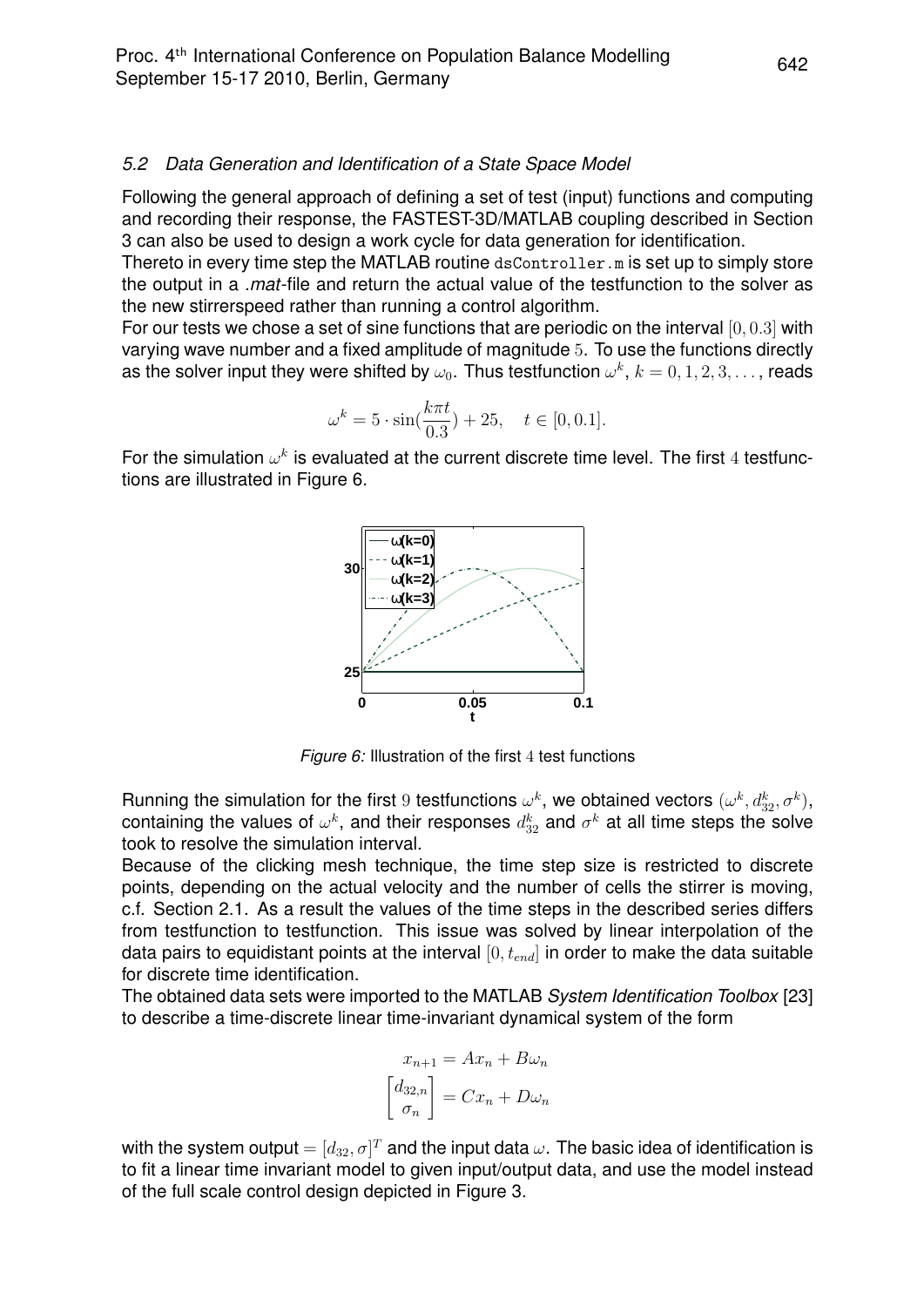### *5.2 Data Generation and Identification of a State Space Model*

Following the general approach of defining a set of test (input) functions and computing and recording their response, the FASTEST-3D/MATLAB coupling described in Section 3 can also be used to design a work cycle for data generation for identification.
Thereto in every time step the MATLAB routine `dsController.m` is set up to simply store the output in a *.mat*-file and return the actual value of the testfunction to the solver as the new stirrerspeed rather than running a control algorithm.
For our tests we chose a set of sine functions that are periodic on the interval $[0, 0.3]$ with varying wave number and a fixed amplitude of magnitude $5$. To use the functions directly as the solver input they were shifted by $\omega_0$. Thus testfunction $\omega^k$, $k = 0, 1, 2, 3, \ldots$, reads

$$\omega^k = 5 \cdot \sin(\frac{k\pi t}{0.3}) + 25, \quad t \in [0, 0.1].$$

For the simulation $\omega^k$ is evaluated at the current discrete time level. The first $4$ testfunctions are illustrated in Figure 6.

*Figure 6:* Illustration of the first $4$ test functions

Running the simulation for the first $9$ testfunctions $\omega^k$, we obtained vectors $(\omega^k, d_{32}^k, \sigma^k)$, containing the values of $\omega^k$, and their responses $d_{32}^k$ and $\sigma^k$ at all time steps the solve took to resolve the simulation interval.
Because of the clicking mesh technique, the time step size is restricted to discrete points, depending on the actual velocity and the number of cells the stirrer is moving, c.f. Section 2.1. As a result the values of the time steps in the described series differs from testfunction to testfunction. This issue was solved by linear interpolation of the data pairs to equidistant points at the interval $[0, t_{end}]$ in order to make the data suitable for discrete time identification.
The obtained data sets were imported to the MATLAB *System Identification Toolbox* [23] to describe a time-discrete linear time-invariant dynamical system of the form

$$x_{n+1} = Ax_n + B\omega_n$$
$$\begin{bmatrix} d_{32,n} \\ \sigma_n \end{bmatrix} = Cx_n + D\omega_n$$

with the system output $= [d_{32}, \sigma]^T$ and the input data $\omega$. The basic idea of identification is to fit a linear time invariant model to given input/output data, and use the model instead of the full scale control design depicted in Figure 3.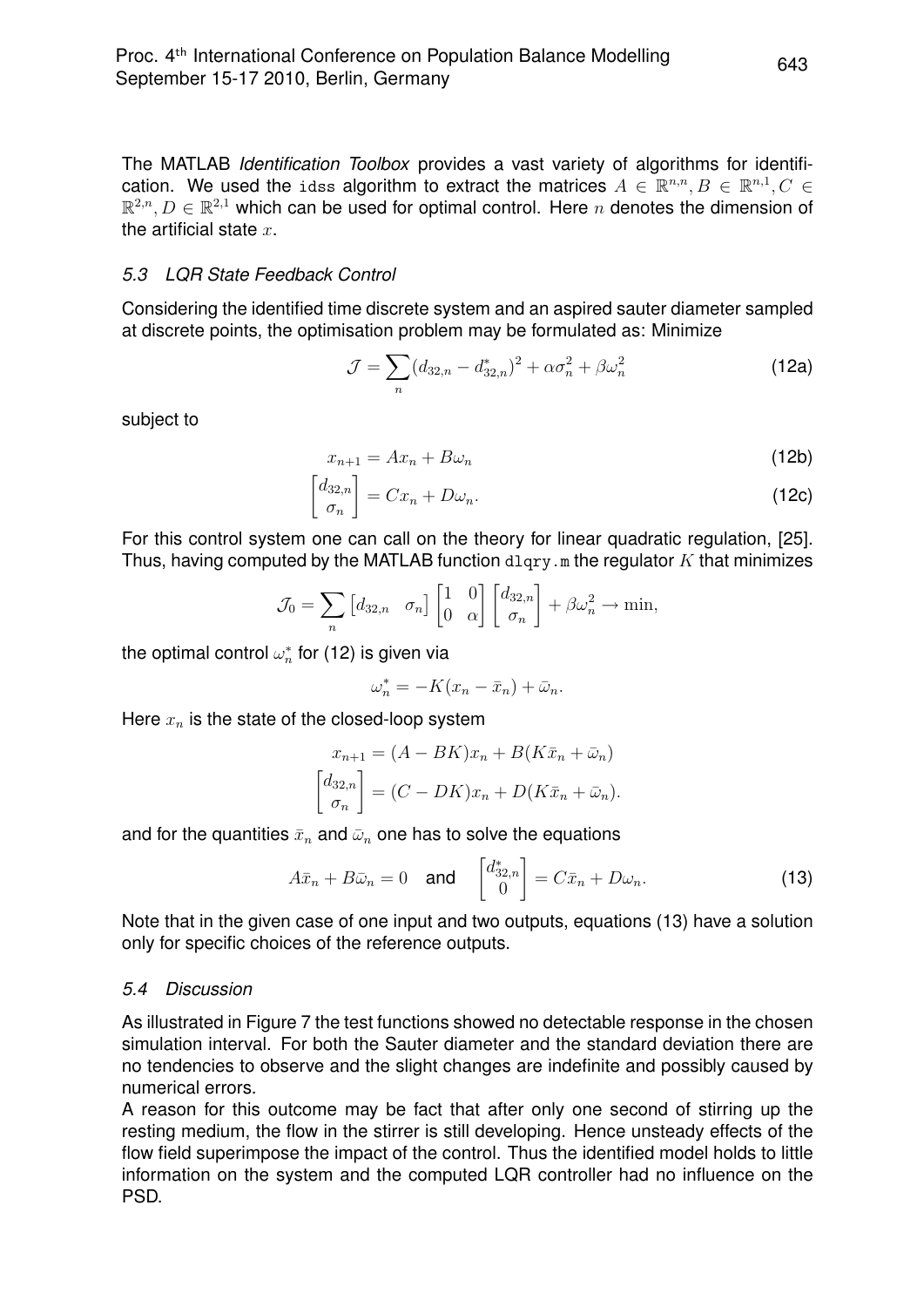The MATLAB *Identification Toolbox* provides a vast variety of algorithms for identification. We used the `idss` algorithm to extract the matrices $A \in \mathbb{R}^{n,n}, B \in \mathbb{R}^{n,1}, C \in \mathbb{R}^{2,n}, D \in \mathbb{R}^{2,1}$ which can be used for optimal control. Here $n$ denotes the dimension of the artificial state $x$.

### *5.3 LQR State Feedback Control*

Considering the identified time discrete system and an aspired sauter diameter sampled at discrete points, the optimisation problem may be formulated as: Minimize

$$\mathcal{J} = \sum_n (d_{32,n} - d^*_{32,n})^2 + \alpha\sigma_n^2 + \beta\omega_n^2 \tag{12a}$$

subject to

$$x_{n+1} = Ax_n + B\omega_n \tag{12b}$$

$$\begin{bmatrix} d_{32,n} \\ \sigma_n \end{bmatrix} = Cx_n + D\omega_n. \tag{12c}$$

For this control system one can call on the theory for linear quadratic regulation, [25]. Thus, having computed by the MATLAB function `dlqry.m` the regulator $K$ that minimizes

$$\mathcal{J}_0 = \sum_n \begin{bmatrix} d_{32,n} & \sigma_n \end{bmatrix} \begin{bmatrix} 1 & 0 \\ 0 & \alpha \end{bmatrix} \begin{bmatrix} d_{32,n} \\ \sigma_n \end{bmatrix} + \beta\omega_n^2 \to \min,$$

the optimal control $\omega_n^*$ for (12) is given via

$$\omega_n^* = -K(x_n - \bar{x}_n) + \bar{\omega}_n.$$

Here $x_n$ is the state of the closed-loop system

$$x_{n+1} = (A - BK)x_n + B(K\bar{x}_n + \bar{\omega}_n)$$

$$\begin{bmatrix} d_{32,n} \\ \sigma_n \end{bmatrix} = (C - DK)x_n + D(K\bar{x}_n + \bar{\omega}_n).$$

and for the quantities $\bar{x}_n$ and $\bar{\omega}_n$ one has to solve the equations

$$A\bar{x}_n + B\bar{\omega}_n = 0 \quad \text{and} \quad \begin{bmatrix} d^*_{32,n} \\ 0 \end{bmatrix} = C\bar{x}_n + D\omega_n. \tag{13}$$

Note that in the given case of one input and two outputs, equations (13) have a solution only for specific choices of the reference outputs.

### *5.4 Discussion*

As illustrated in Figure 7 the test functions showed no detectable response in the chosen simulation interval. For both the Sauter diameter and the standard deviation there are no tendencies to observe and the slight changes are indefinite and possibly caused by numerical errors.

A reason for this outcome may be fact that after only one second of stirring up the resting medium, the flow in the stirrer is still developing. Hence unsteady effects of the flow field superimpose the impact of the control. Thus the identified model holds to little information on the system and the computed LQR controller had no influence on the PSD.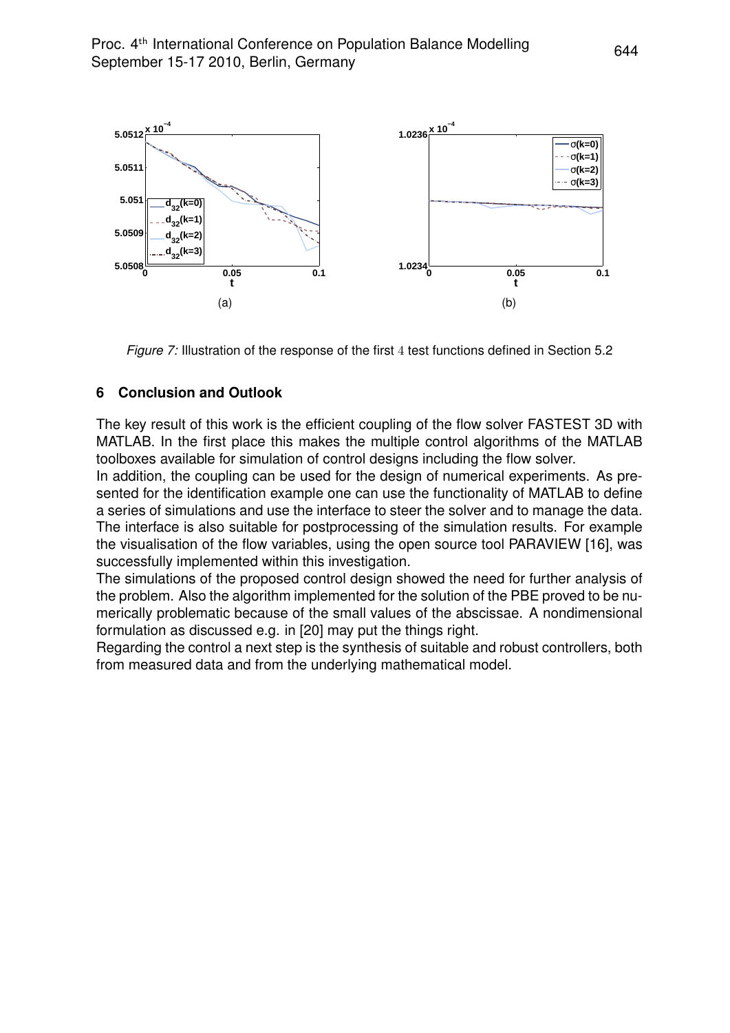*Figure 7:* Illustration of the response of the first 4 test functions defined in Section 5.2

## 6 Conclusion and Outlook

The key result of this work is the efficient coupling of the flow solver FASTEST 3D with MATLAB. In the first place this makes the multiple control algorithms of the MATLAB toolboxes available for simulation of control designs including the flow solver.

In addition, the coupling can be used for the design of numerical experiments. As presented for the identification example one can use the functionality of MATLAB to define a series of simulations and use the interface to steer the solver and to manage the data. The interface is also suitable for postprocessing of the simulation results. For example the visualisation of the flow variables, using the open source tool PARAVIEW [16], was successfully implemented within this investigation.

The simulations of the proposed control design showed the need for further analysis of the problem. Also the algorithm implemented for the solution of the PBE proved to be numerically problematic because of the small values of the abscissae. A nondimensional formulation as discussed e.g. in [20] may put the things right.

Regarding the control a next step is the synthesis of suitable and robust controllers, both from measured data and from the underlying mathematical model.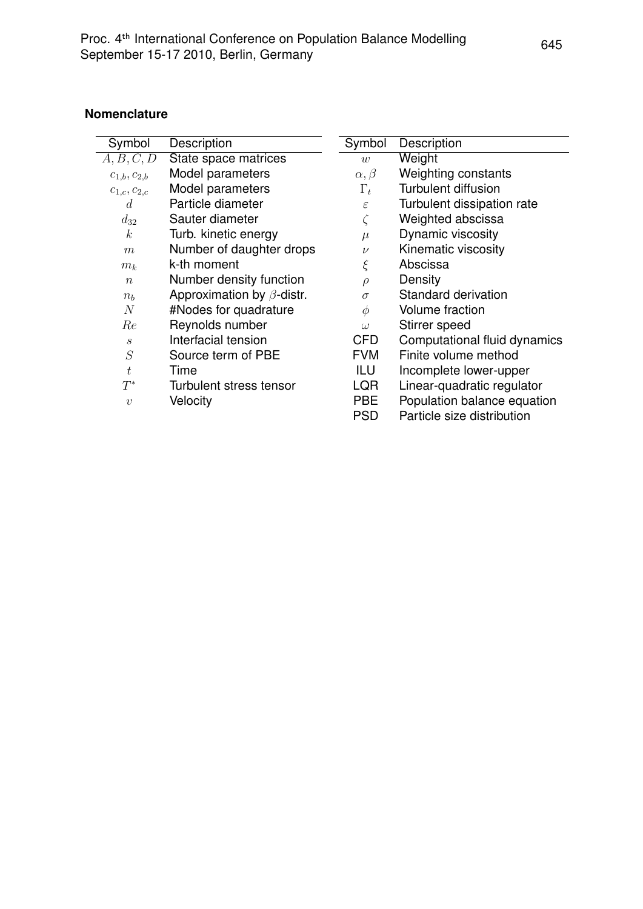## Nomenclature

| Symbol | Description |
|---|---|
| $A, B, C, D$ | State space matrices |
| $c_{1,b}, c_{2,b}$ | Model parameters |
| $c_{1,c}, c_{2,c}$ | Model parameters |
| $d$ | Particle diameter |
| $d_{32}$ | Sauter diameter |
| $k$ | Turb. kinetic energy |
| $m$ | Number of daughter drops |
| $m_k$ | k-th moment |
| $n$ | Number density function |
| $n_b$ | Approximation by $\beta$-distr. |
| $N$ | #Nodes for quadrature |
| $Re$ | Reynolds number |
| $s$ | Interfacial tension |
| $S$ | Source term of PBE |
| $t$ | Time |
| $T^*$ | Turbulent stress tensor |
| $v$ | Velocity |

| Symbol | Description |
|---|---|
| $w$ | Weight |
| $\alpha, \beta$ | Weighting constants |
| $\Gamma_t$ | Turbulent diffusion |
| $\varepsilon$ | Turbulent dissipation rate |
| $\zeta$ | Weighted abscissa |
| $\mu$ | Dynamic viscosity |
| $\nu$ | Kinematic viscosity |
| $\xi$ | Abscissa |
| $\rho$ | Density |
| $\sigma$ | Standard derivation |
| $\phi$ | Volume fraction |
| $\omega$ | Stirrer speed |
| CFD | Computational fluid dynamics |
| FVM | Finite volume method |
| ILU | Incomplete lower-upper |
| LQR | Linear-quadratic regulator |
| PBE | Population balance equation |
| PSD | Particle size distribution |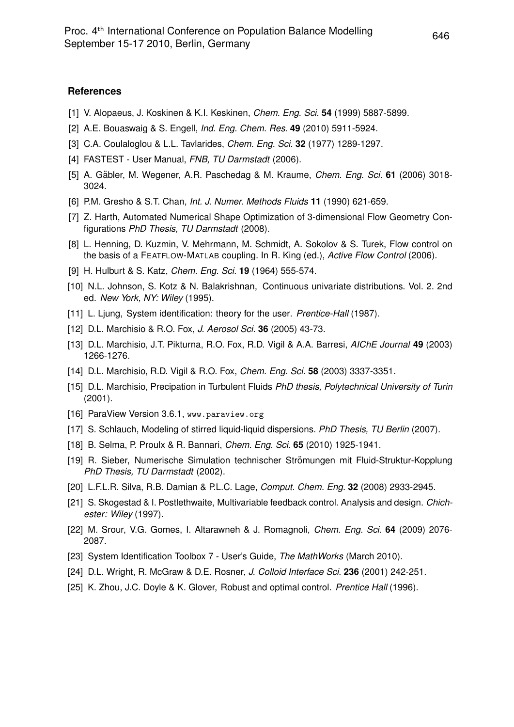## References

[1] V. Alopaeus, J. Koskinen & K.I. Keskinen, *Chem. Eng. Sci.* **54** (1999) 5887-5899.

[2] A.E. Bouaswaig & S. Engell, *Ind. Eng. Chem. Res.* **49** (2010) 5911-5924.

[3] C.A. Coulaloglou & L.L. Tavlarides, *Chem. Eng. Sci.* **32** (1977) 1289-1297.

[4] FASTEST - User Manual, *FNB, TU Darmstadt* (2006).

[5] A. Gäbler, M. Wegener, A.R. Paschedag & M. Kraume, *Chem. Eng. Sci.* **61** (2006) 3018-3024.

[6] P.M. Gresho & S.T. Chan, *Int. J. Numer. Methods Fluids* **11** (1990) 621-659.

[7] Z. Harth, Automated Numerical Shape Optimization of 3-dimensional Flow Geometry Configurations *PhD Thesis, TU Darmstadt* (2008).

[8] L. Henning, D. Kuzmin, V. Mehrmann, M. Schmidt, A. Sokolov & S. Turek, Flow control on the basis of a FEATFLOW-MATLAB coupling. In R. King (ed.), *Active Flow Control* (2006).

[9] H. Hulburt & S. Katz, *Chem. Eng. Sci.* **19** (1964) 555-574.

[10] N.L. Johnson, S. Kotz & N. Balakrishnan, Continuous univariate distributions. Vol. 2. 2nd ed. *New York, NY: Wiley* (1995).

[11] L. Ljung, System identification: theory for the user. *Prentice-Hall* (1987).

[12] D.L. Marchisio & R.O. Fox, *J. Aerosol Sci.* **36** (2005) 43-73.

[13] D.L. Marchisio, J.T. Pikturna, R.O. Fox, R.D. Vigil & A.A. Barresi, *AIChE Journal* **49** (2003) 1266-1276.

[14] D.L. Marchisio, R.D. Vigil & R.O. Fox, *Chem. Eng. Sci.* **58** (2003) 3337-3351.

[15] D.L. Marchisio, Precipation in Turbulent Fluids *PhD thesis, Polytechnical University of Turin* (2001).

[16] ParaView Version 3.6.1, www.paraview.org

[17] S. Schlauch, Modeling of stirred liquid-liquid dispersions. *PhD Thesis, TU Berlin* (2007).

[18] B. Selma, P. Proulx & R. Bannari, *Chem. Eng. Sci.* **65** (2010) 1925-1941.

[19] R. Sieber, Numerische Simulation technischer Strömungen mit Fluid-Struktur-Kopplung *PhD Thesis, TU Darmstadt* (2002).

[20] L.F.L.R. Silva, R.B. Damian & P.L.C. Lage, *Comput. Chem. Eng.* **32** (2008) 2933-2945.

[21] S. Skogestad & I. Postlethwaite, Multivariable feedback control. Analysis and design. *Chichester: Wiley* (1997).

[22] M. Srour, V.G. Gomes, I. Altarawneh & J. Romagnoli, *Chem. Eng. Sci.* **64** (2009) 2076-2087.

[23] System Identification Toolbox 7 - User's Guide, *The MathWorks* (March 2010).

[24] D.L. Wright, R. McGraw & D.E. Rosner, *J. Colloid Interface Sci.* **236** (2001) 242-251.

[25] K. Zhou, J.C. Doyle & K. Glover, Robust and optimal control. *Prentice Hall* (1996).